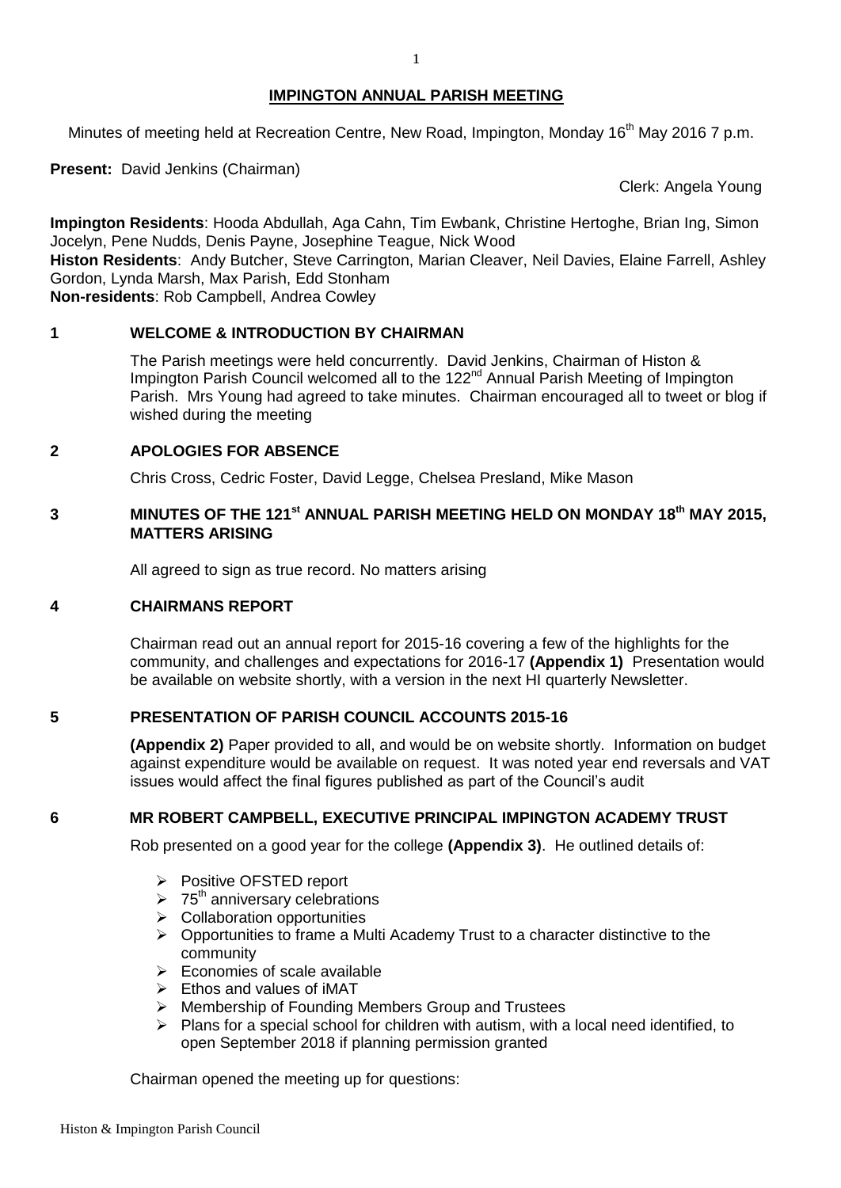# IMPINGTON ANNUAL PARISH MEETING

Minutes of meeting held at Recreation Centre, New Road, Impington, Monday 16th May 2016 7 p.m.

**Present:** David Jenkins (Chairman)

Clerk: Angela Young

**Impington Residents**: Hooda Abdullah, Aga Cahn, Tim Ewbank, Christine Hertoghe, Brian Ing, Simon Jocelyn, Pene Nudds, Denis Payne, Josephine Teague, Nick Wood
**Histon Residents**: Andy Butcher, Steve Carrington, Marian Cleaver, Neil Davies, Elaine Farrell, Ashley Gordon, Lynda Marsh, Max Parish, Edd Stonham
**Non-residents**: Rob Campbell, Andrea Cowley

## 1 WELCOME & INTRODUCTION BY CHAIRMAN

The Parish meetings were held concurrently. David Jenkins, Chairman of Histon & Impington Parish Council welcomed all to the 122nd Annual Parish Meeting of Impington Parish. Mrs Young had agreed to take minutes. Chairman encouraged all to tweet or blog if wished during the meeting

## 2 APOLOGIES FOR ABSENCE

Chris Cross, Cedric Foster, David Legge, Chelsea Presland, Mike Mason

## 3 MINUTES OF THE 121st ANNUAL PARISH MEETING HELD ON MONDAY 18th MAY 2015, MATTERS ARISING

All agreed to sign as true record. No matters arising

## 4 CHAIRMANS REPORT

Chairman read out an annual report for 2015-16 covering a few of the highlights for the community, and challenges and expectations for 2016-17 **(Appendix 1)** Presentation would be available on website shortly, with a version in the next HI quarterly Newsletter.

## 5 PRESENTATION OF PARISH COUNCIL ACCOUNTS 2015-16

**(Appendix 2)** Paper provided to all, and would be on website shortly. Information on budget against expenditure would be available on request. It was noted year end reversals and VAT issues would affect the final figures published as part of the Council's audit

## 6 MR ROBERT CAMPBELL, EXECUTIVE PRINCIPAL IMPINGTON ACADEMY TRUST

Rob presented on a good year for the college **(Appendix 3)**. He outlined details of:

- Positive OFSTED report
- 75th anniversary celebrations
- Collaboration opportunities
- Opportunities to frame a Multi Academy Trust to a character distinctive to the community
- Economies of scale available
- Ethos and values of iMAT
- Membership of Founding Members Group and Trustees
- Plans for a special school for children with autism, with a local need identified, to open September 2018 if planning permission granted

Chairman opened the meeting up for questions: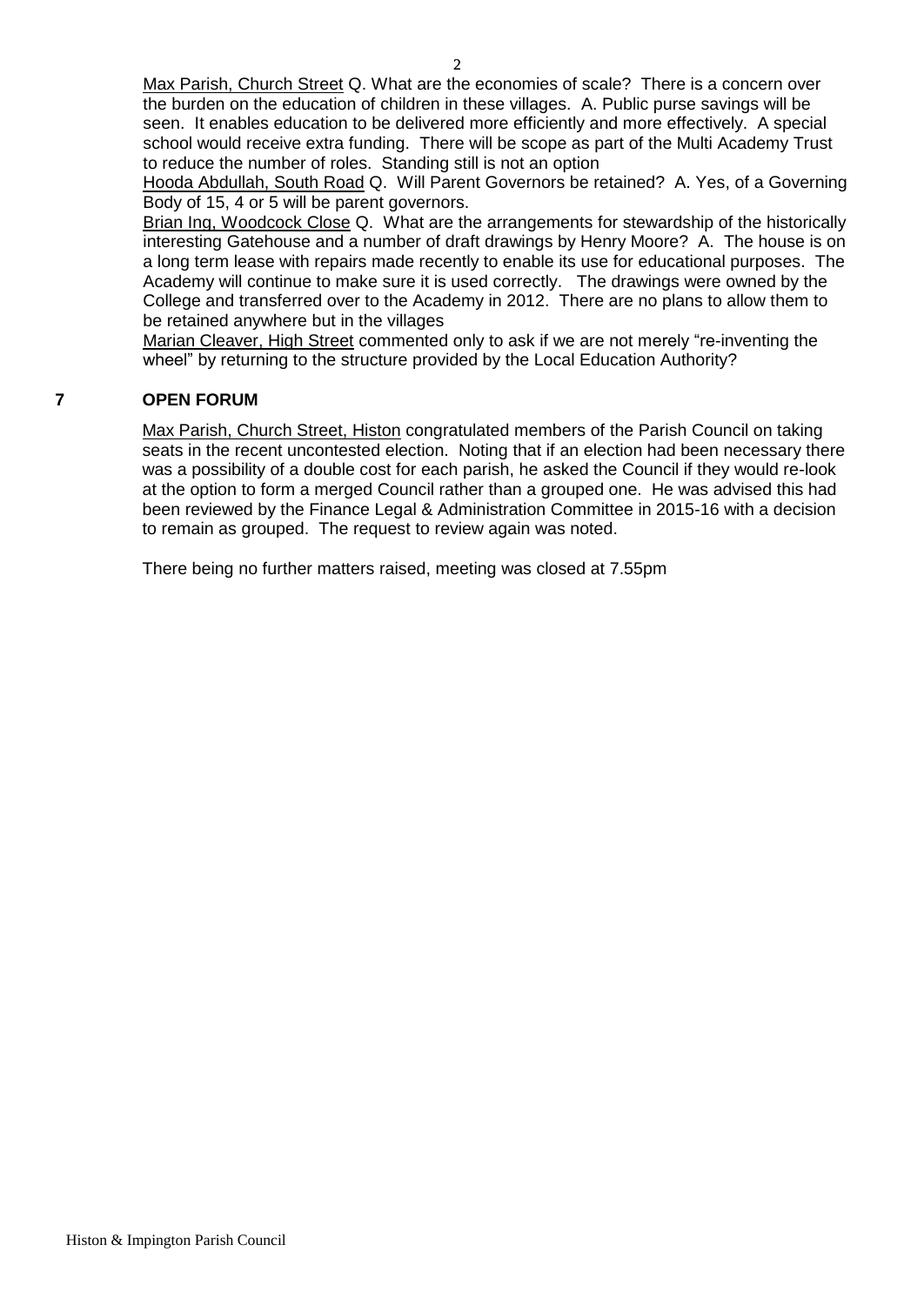Max Parish, Church Street Q. What are the economies of scale? There is a concern over the burden on the education of children in these villages. A. Public purse savings will be seen. It enables education to be delivered more efficiently and more effectively. A special school would receive extra funding. There will be scope as part of the Multi Academy Trust to reduce the number of roles. Standing still is not an option

Hooda Abdullah, South Road Q. Will Parent Governors be retained? A. Yes, of a Governing Body of 15, 4 or 5 will be parent governors.

Brian Ing, Woodcock Close Q. What are the arrangements for stewardship of the historically interesting Gatehouse and a number of draft drawings by Henry Moore? A. The house is on a long term lease with repairs made recently to enable its use for educational purposes. The Academy will continue to make sure it is used correctly. The drawings were owned by the College and transferred over to the Academy in 2012. There are no plans to allow them to be retained anywhere but in the villages

Marian Cleaver, High Street commented only to ask if we are not merely "re-inventing the wheel" by returning to the structure provided by the Local Education Authority?

## 7 OPEN FORUM

Max Parish, Church Street, Histon congratulated members of the Parish Council on taking seats in the recent uncontested election. Noting that if an election had been necessary there was a possibility of a double cost for each parish, he asked the Council if they would re-look at the option to form a merged Council rather than a grouped one. He was advised this had been reviewed by the Finance Legal & Administration Committee in 2015-16 with a decision to remain as grouped. The request to review again was noted.

There being no further matters raised, meeting was closed at 7.55pm